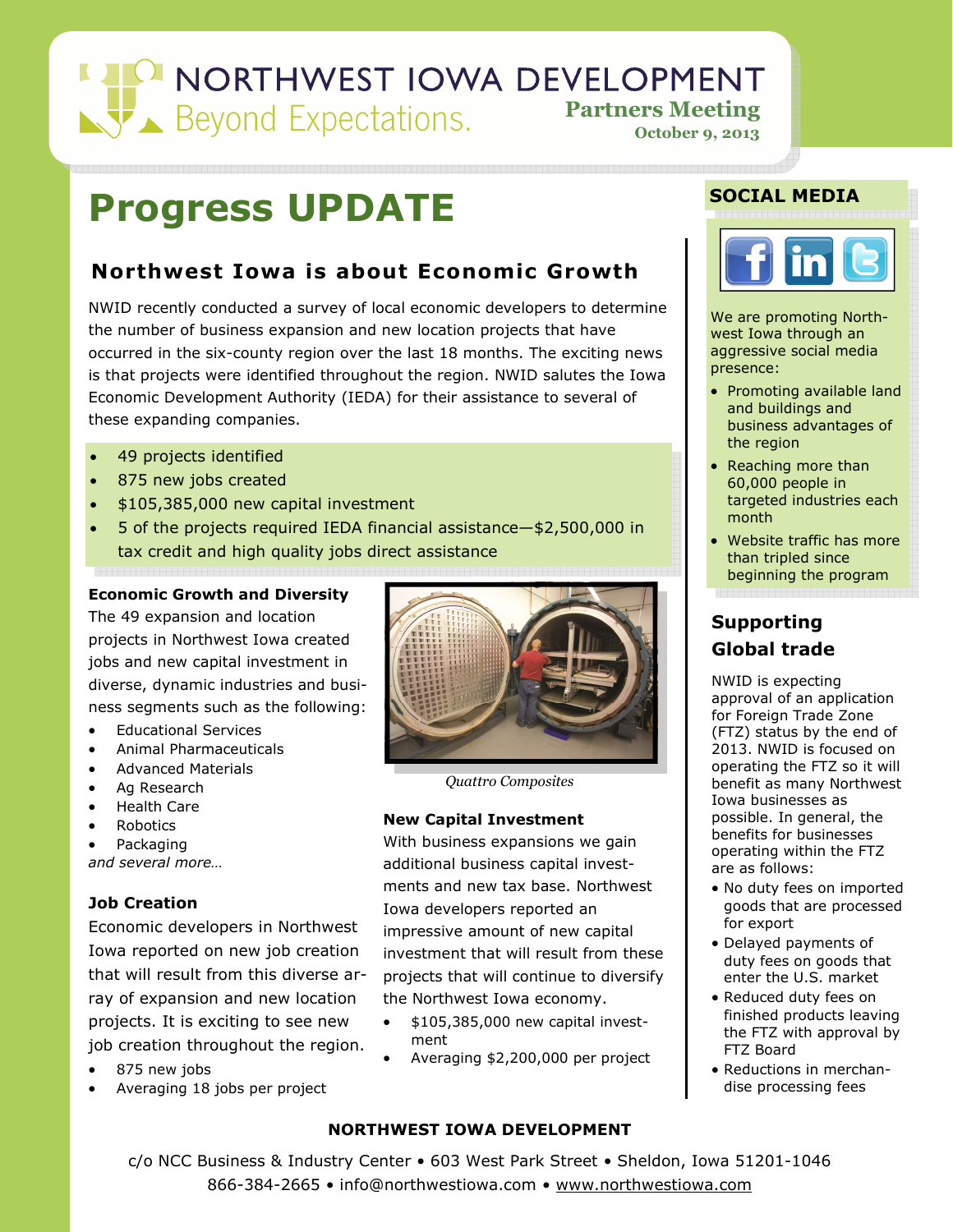# NORTHWEST IOWA DEVELOPMENT

Beyond Expectations.

**Partners Meeting**
**October 9, 2013**

# Progress UPDATE

## Northwest Iowa is about Economic Growth

NWID recently conducted a survey of local economic developers to determine the number of business expansion and new location projects that have occurred in the six-county region over the last 18 months. The exciting news is that projects were identified throughout the region. NWID salutes the Iowa Economic Development Authority (IEDA) for their assistance to several of these expanding companies.

- 49 projects identified
- 875 new jobs created
- $105,385,000 new capital investment
- 5 of the projects required IEDA financial assistance—$2,500,000 in tax credit and high quality jobs direct assistance

### Economic Growth and Diversity

The 49 expansion and location projects in Northwest Iowa created jobs and new capital investment in diverse, dynamic industries and business segments such as the following:

- Educational Services
- Animal Pharmaceuticals
- Advanced Materials
- Ag Research
- Health Care
- Robotics
- Packaging

*and several more…*

### Job Creation

Economic developers in Northwest Iowa reported on new job creation that will result from this diverse array of expansion and new location projects. It is exciting to see new job creation throughout the region.

- 875 new jobs
- Averaging 18 jobs per project

*Quattro Composites*

### New Capital Investment

With business expansions we gain additional business capital investments and new tax base. Northwest Iowa developers reported an impressive amount of new capital investment that will result from these projects that will continue to diversify the Northwest Iowa economy.

- $105,385,000 new capital investment
- Averaging $2,200,000 per project

## SOCIAL MEDIA

We are promoting Northwest Iowa through an aggressive social media presence:

- Promoting available land and buildings and business advantages of the region
- Reaching more than 60,000 people in targeted industries each month
- Website traffic has more than tripled since beginning the program

## Supporting Global trade

NWID is expecting approval of an application for Foreign Trade Zone (FTZ) status by the end of 2013. NWID is focused on operating the FTZ so it will benefit as many Northwest Iowa businesses as possible. In general, the benefits for businesses operating within the FTZ are as follows:

- No duty fees on imported goods that are processed for export
- Delayed payments of duty fees on goods that enter the U.S. market
- Reduced duty fees on finished products leaving the FTZ with approval by FTZ Board
- Reductions in merchandise processing fees

**NORTHWEST IOWA DEVELOPMENT**

c/o NCC Business & Industry Center • 603 West Park Street • Sheldon, Iowa 51201-1046
866-384-2665 • info@northwestiowa.com • www.northwestiowa.com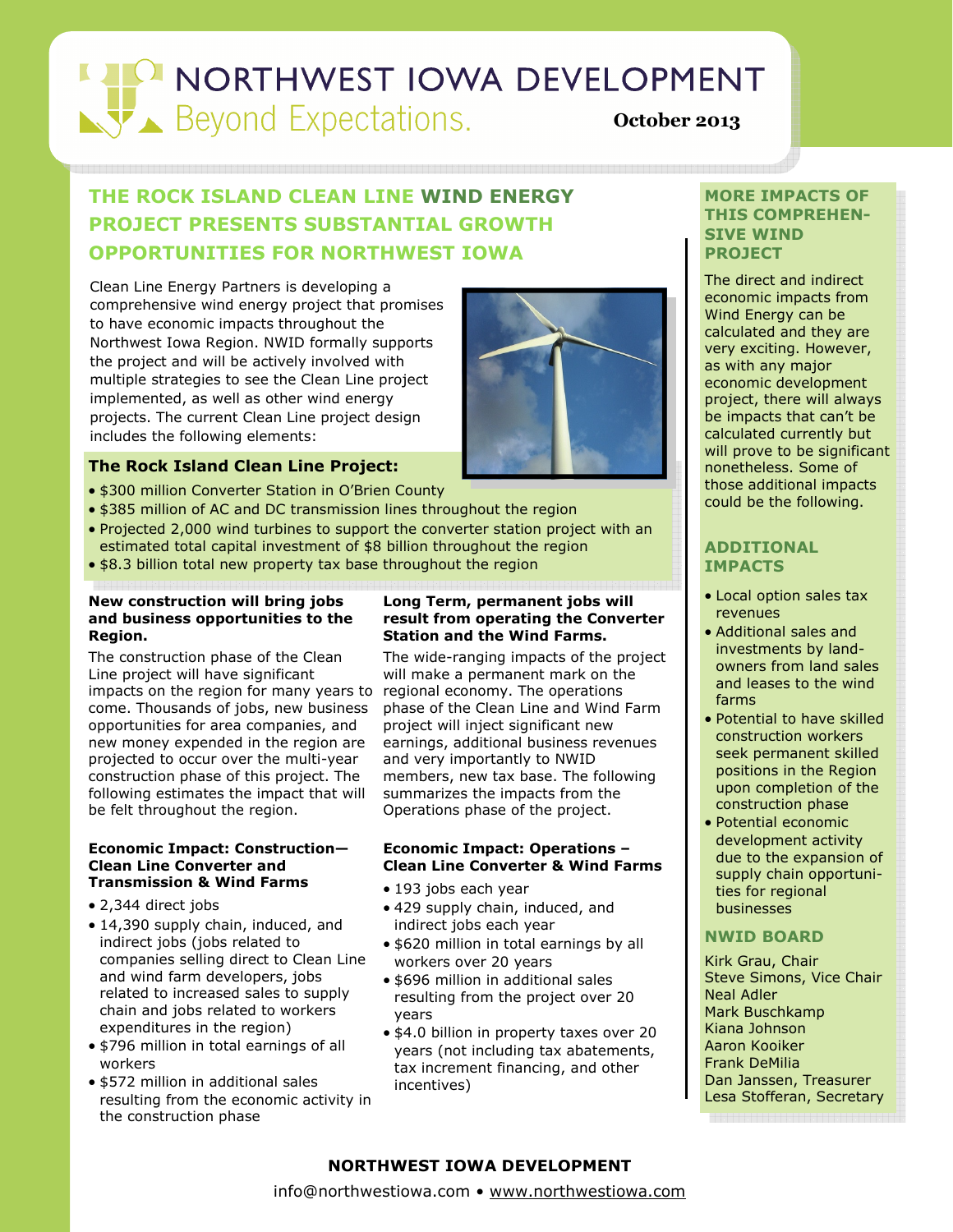# NORTHWEST IOWA DEVELOPMENT

Beyond Expectations.

**October 2013**

## THE ROCK ISLAND CLEAN LINE WIND ENERGY PROJECT PRESENTS SUBSTANTIAL GROWTH OPPORTUNITIES FOR NORTHWEST IOWA

Clean Line Energy Partners is developing a comprehensive wind energy project that promises to have economic impacts throughout the Northwest Iowa Region. NWID formally supports the project and will be actively involved with multiple strategies to see the Clean Line project implemented, as well as other wind energy projects. The current Clean Line project design includes the following elements:

### The Rock Island Clean Line Project:

- $300 million Converter Station in O'Brien County
- $385 million of AC and DC transmission lines throughout the region
- Projected 2,000 wind turbines to support the converter station project with an estimated total capital investment of $8 billion throughout the region
- $8.3 billion total new property tax base throughout the region

**New construction will bring jobs and business opportunities to the Region.**

The construction phase of the Clean Line project will have significant impacts on the region for many years to come. Thousands of jobs, new business opportunities for area companies, and new money expended in the region are projected to occur over the multi-year construction phase of this project. The following estimates the impact that will be felt throughout the region.

**Economic Impact: Construction—Clean Line Converter and Transmission & Wind Farms**

- 2,344 direct jobs
- 14,390 supply chain, induced, and indirect jobs (jobs related to companies selling direct to Clean Line and wind farm developers, jobs related to increased sales to supply chain and jobs related to workers expenditures in the region)
- $796 million in total earnings of all workers
- $572 million in additional sales resulting from the economic activity in the construction phase

**Long Term, permanent jobs will result from operating the Converter Station and the Wind Farms.**

The wide-ranging impacts of the project will make a permanent mark on the regional economy. The operations phase of the Clean Line and Wind Farm project will inject significant new earnings, additional business revenues and very importantly to NWID members, new tax base. The following summarizes the impacts from the Operations phase of the project.

**Economic Impact: Operations – Clean Line Converter & Wind Farms**

- 193 jobs each year
- 429 supply chain, induced, and indirect jobs each year
- $620 million in total earnings by all workers over 20 years
- $696 million in additional sales resulting from the project over 20 years
- $4.0 billion in property taxes over 20 years (not including tax abatements, tax increment financing, and other incentives)

### MORE IMPACTS OF THIS COMPREHENSIVE WIND PROJECT

The direct and indirect economic impacts from Wind Energy can be calculated and they are very exciting. However, as with any major economic development project, there will always be impacts that can't be calculated currently but will prove to be significant nonetheless. Some of those additional impacts could be the following.

### ADDITIONAL IMPACTS

- Local option sales tax revenues
- Additional sales and investments by land-owners from land sales and leases to the wind farms
- Potential to have skilled construction workers seek permanent skilled positions in the Region upon completion of the construction phase
- Potential economic development activity due to the expansion of supply chain opportunities for regional businesses

### NWID BOARD

Kirk Grau, Chair
Steve Simons, Vice Chair
Neal Adler
Mark Buschkamp
Kiana Johnson
Aaron Kooiker
Frank DeMilia
Dan Janssen, Treasurer
Lesa Stofferan, Secretary

**NORTHWEST IOWA DEVELOPMENT**

info@northwestiowa.com • www.northwestiowa.com